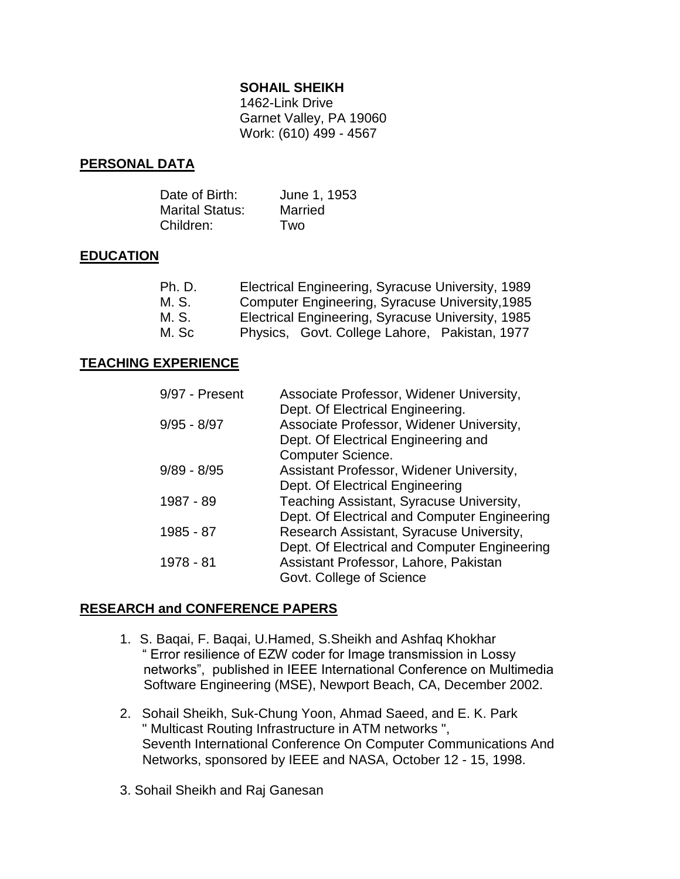**SOHAIL SHEIKH**
1462-Link Drive
Garnet Valley, PA 19060
Work: (610) 499 - 4567

## PERSONAL DATA

| | |
|---|---|
| Date of Birth: | June 1, 1953 |
| Marital Status: | Married |
| Children: | Two |

## EDUCATION

| | |
|---|---|
| Ph. D. | Electrical Engineering, Syracuse University, 1989 |
| M. S. | Computer Engineering, Syracuse University,1985 |
| M. S. | Electrical Engineering, Syracuse University, 1985 |
| M. Sc | Physics, Govt. College Lahore, Pakistan, 1977 |

## TEACHING EXPERIENCE

| | |
|---|---|
| 9/97 - Present | Associate Professor, Widener University, Dept. Of Electrical Engineering. |
| 9/95 - 8/97 | Associate Professor, Widener University, Dept. Of Electrical Engineering and Computer Science. |
| 9/89 - 8/95 | Assistant Professor, Widener University, Dept. Of Electrical Engineering |
| 1987 - 89 | Teaching Assistant, Syracuse University, Dept. Of Electrical and Computer Engineering |
| 1985 - 87 | Research Assistant, Syracuse University, Dept. Of Electrical and Computer Engineering |
| 1978 - 81 | Assistant Professor, Lahore, Pakistan Govt. College of Science |

## RESEARCH and CONFERENCE PAPERS

1. S. Baqai, F. Baqai, U.Hamed, S.Sheikh and Ashfaq Khokhar
   " Error resilience of EZW coder for Image transmission in Lossy networks", published in IEEE International Conference on Multimedia Software Engineering (MSE), Newport Beach, CA, December 2002.

2. Sohail Sheikh, Suk-Chung Yoon, Ahmad Saeed, and E. K. Park
   " Multicast Routing Infrastructure in ATM networks ", Seventh International Conference On Computer Communications And Networks, sponsored by IEEE and NASA, October 12 - 15, 1998.

3. Sohail Sheikh and Raj Ganesan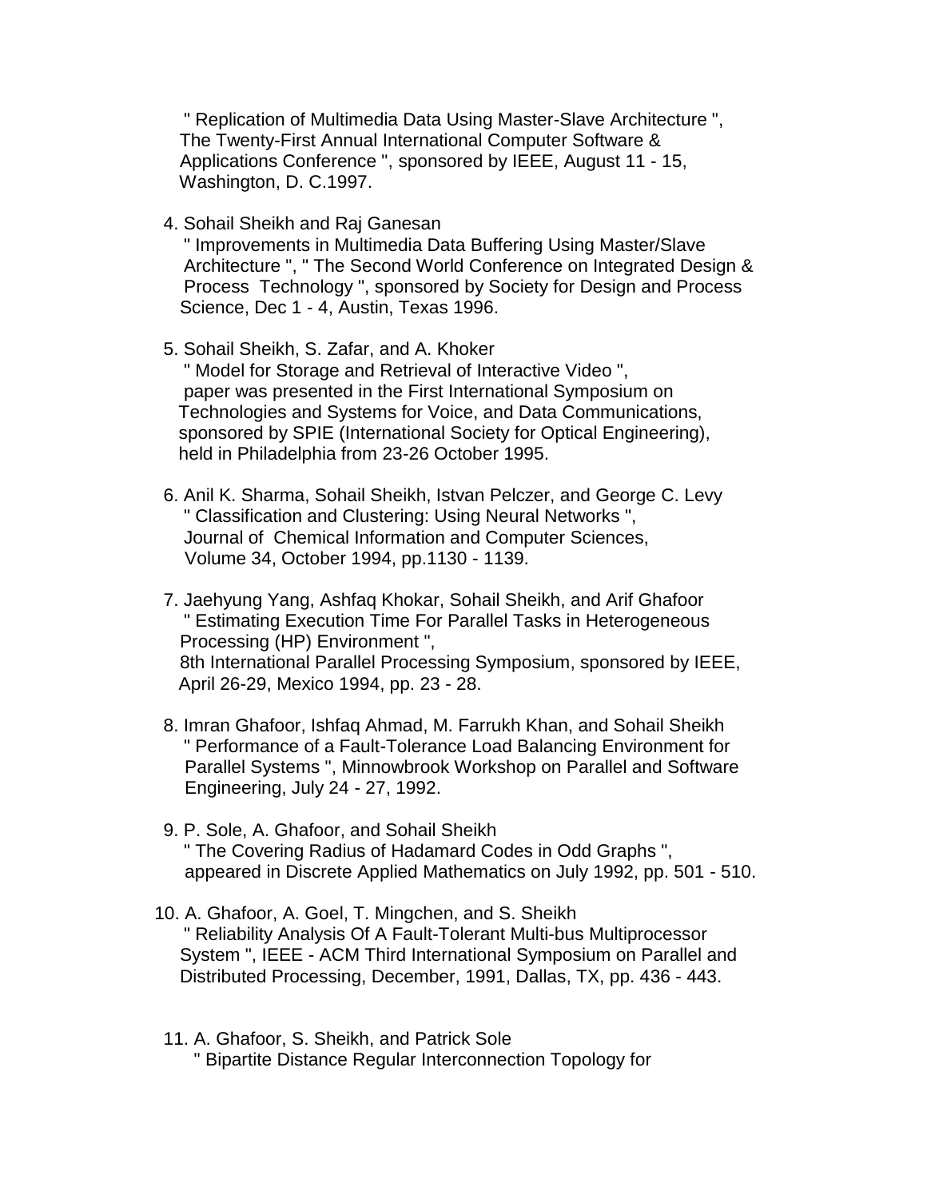" Replication of Multimedia Data Using Master-Slave Architecture ", The Twenty-First Annual International Computer Software & Applications Conference ", sponsored by IEEE, August 11 - 15, Washington, D. C.1997.

4. Sohail Sheikh and Raj Ganesan
   " Improvements in Multimedia Data Buffering Using Master/Slave Architecture ", " The Second World Conference on Integrated Design & Process Technology ", sponsored by Society for Design and Process Science, Dec 1 - 4, Austin, Texas 1996.

5. Sohail Sheikh, S. Zafar, and A. Khoker
   " Model for Storage and Retrieval of Interactive Video ", paper was presented in the First International Symposium on Technologies and Systems for Voice, and Data Communications, sponsored by SPIE (International Society for Optical Engineering), held in Philadelphia from 23-26 October 1995.

6. Anil K. Sharma, Sohail Sheikh, Istvan Pelczer, and George C. Levy
   " Classification and Clustering: Using Neural Networks ", Journal of Chemical Information and Computer Sciences, Volume 34, October 1994, pp.1130 - 1139.

7. Jaehyung Yang, Ashfaq Khokar, Sohail Sheikh, and Arif Ghafoor
   " Estimating Execution Time For Parallel Tasks in Heterogeneous Processing (HP) Environment ", 8th International Parallel Processing Symposium, sponsored by IEEE, April 26-29, Mexico 1994, pp. 23 - 28.

8. Imran Ghafoor, Ishfaq Ahmad, M. Farrukh Khan, and Sohail Sheikh
   " Performance of a Fault-Tolerance Load Balancing Environment for Parallel Systems ", Minnowbrook Workshop on Parallel and Software Engineering, July 24 - 27, 1992.

9. P. Sole, A. Ghafoor, and Sohail Sheikh
   " The Covering Radius of Hadamard Codes in Odd Graphs ", appeared in Discrete Applied Mathematics on July 1992, pp. 501 - 510.

10. A. Ghafoor, A. Goel, T. Mingchen, and S. Sheikh
    " Reliability Analysis Of A Fault-Tolerant Multi-bus Multiprocessor System ", IEEE - ACM Third International Symposium on Parallel and Distributed Processing, December, 1991, Dallas, TX, pp. 436 - 443.

11. A. Ghafoor, S. Sheikh, and Patrick Sole
    " Bipartite Distance Regular Interconnection Topology for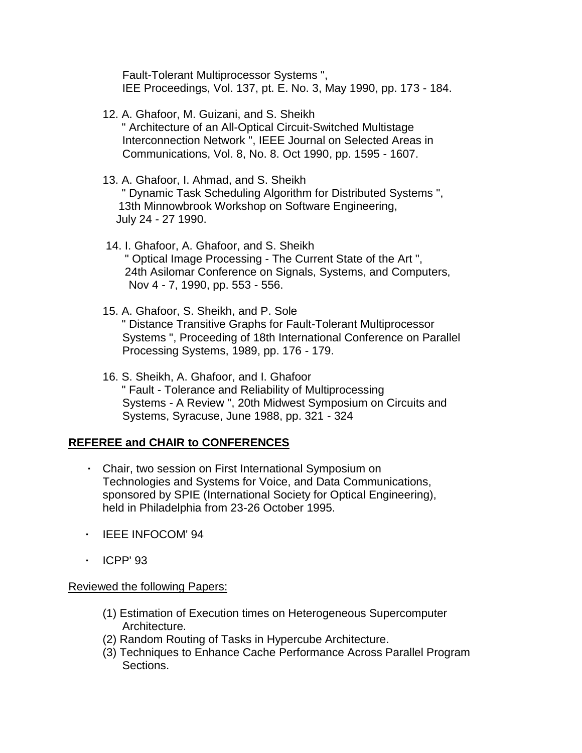Fault-Tolerant Multiprocessor Systems ",
IEE Proceedings, Vol. 137, pt. E. No. 3, May 1990, pp. 173 - 184.

12. A. Ghafoor, M. Guizani, and S. Sheikh
" Architecture of an All-Optical Circuit-Switched Multistage Interconnection Network ", IEEE Journal on Selected Areas in Communications, Vol. 8, No. 8. Oct 1990, pp. 1595 - 1607.

13. A. Ghafoor, I. Ahmad, and S. Sheikh
" Dynamic Task Scheduling Algorithm for Distributed Systems ", 13th Minnowbrook Workshop on Software Engineering, July 24 - 27 1990.

14. I. Ghafoor, A. Ghafoor, and S. Sheikh
" Optical Image Processing - The Current State of the Art ", 24th Asilomar Conference on Signals, Systems, and Computers, Nov 4 - 7, 1990, pp. 553 - 556.

15. A. Ghafoor, S. Sheikh, and P. Sole
" Distance Transitive Graphs for Fault-Tolerant Multiprocessor Systems ", Proceeding of 18th International Conference on Parallel Processing Systems, 1989, pp. 176 - 179.

16. S. Sheikh, A. Ghafoor, and I. Ghafoor
" Fault - Tolerance and Reliability of Multiprocessing Systems - A Review ", 20th Midwest Symposium on Circuits and Systems, Syracuse, June 1988, pp. 321 - 324

## REFEREE and CHAIR to CONFERENCES

- Chair, two session on First International Symposium on Technologies and Systems for Voice, and Data Communications, sponsored by SPIE (International Society for Optical Engineering), held in Philadelphia from 23-26 October 1995.
- IEEE INFOCOM' 94
- ICPP' 93

Reviewed the following Papers:

(1) Estimation of Execution times on Heterogeneous Supercomputer Architecture.
(2) Random Routing of Tasks in Hypercube Architecture.
(3) Techniques to Enhance Cache Performance Across Parallel Program Sections.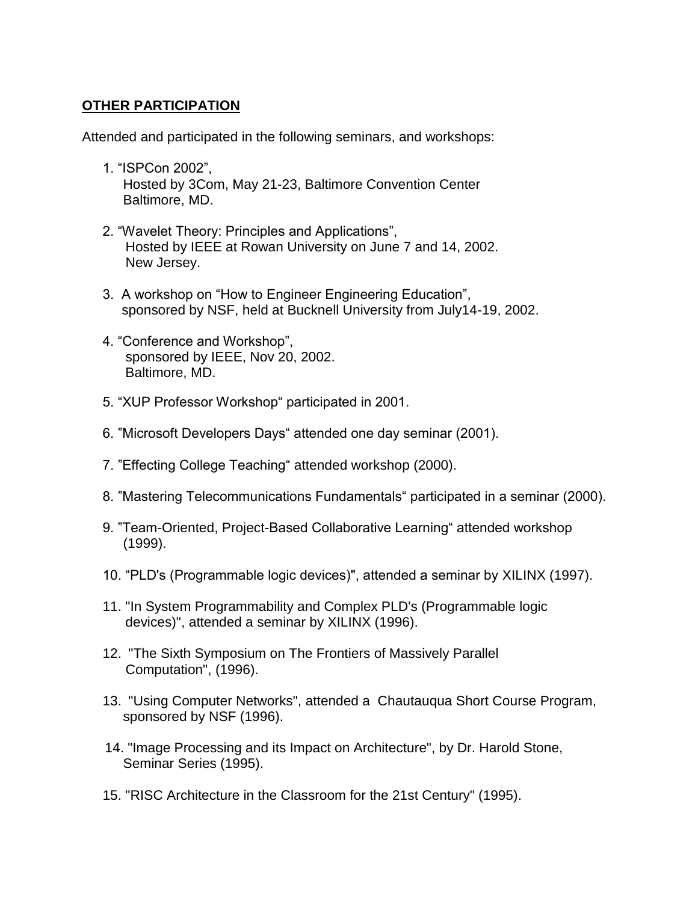## **OTHER PARTICIPATION**

Attended and participated in the following seminars, and workshops:

1. "ISPCon 2002",
   Hosted by 3Com, May 21-23, Baltimore Convention Center
   Baltimore, MD.

2. "Wavelet Theory: Principles and Applications",
   Hosted by IEEE at Rowan University on June 7 and 14, 2002.
   New Jersey.

3. A workshop on "How to Engineer Engineering Education",
   sponsored by NSF, held at Bucknell University from July14-19, 2002.

4. "Conference and Workshop",
   sponsored by IEEE, Nov 20, 2002.
   Baltimore, MD.

5. "XUP Professor Workshop" participated in 2001.

6. "Microsoft Developers Days" attended one day seminar (2001).

7. "Effecting College Teaching" attended workshop (2000).

8. "Mastering Telecommunications Fundamentals" participated in a seminar (2000).

9. "Team-Oriented, Project-Based Collaborative Learning" attended workshop (1999).

10. "PLD's (Programmable logic devices)", attended a seminar by XILINX (1997).

11. "In System Programmability and Complex PLD's (Programmable logic devices)", attended a seminar by XILINX (1996).

12. "The Sixth Symposium on The Frontiers of Massively Parallel Computation", (1996).

13. "Using Computer Networks", attended a Chautauqua Short Course Program, sponsored by NSF (1996).

14. "Image Processing and its Impact on Architecture", by Dr. Harold Stone, Seminar Series (1995).

15. "RISC Architecture in the Classroom for the 21st Century" (1995).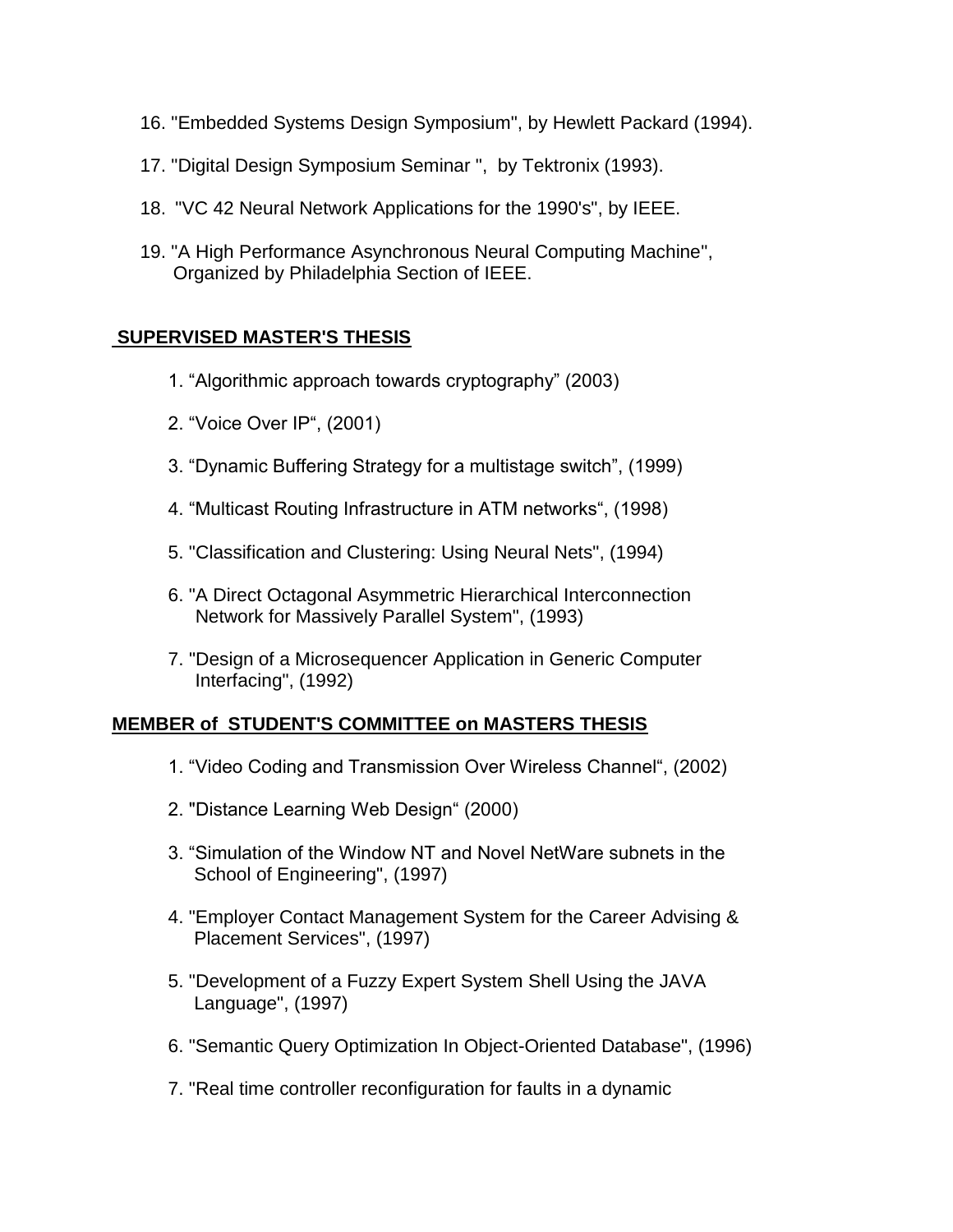16. "Embedded Systems Design Symposium", by Hewlett Packard (1994).

17. "Digital Design Symposium Seminar ",  by Tektronix (1993).

18.  "VC 42 Neural Network Applications for the 1990's", by IEEE.

19. "A High Performance Asynchronous Neural Computing Machine", Organized by Philadelphia Section of IEEE.

## SUPERVISED MASTER'S THESIS

1. “Algorithmic approach towards cryptography” (2003)

2. “Voice Over IP“, (2001)

3. “Dynamic Buffering Strategy for a multistage switch”, (1999)

4. “Multicast Routing Infrastructure in ATM networks“, (1998)

5. "Classification and Clustering: Using Neural Nets", (1994)

6. "A Direct Octagonal Asymmetric Hierarchical Interconnection Network for Massively Parallel System", (1993)

7. "Design of a Microsequencer Application in Generic Computer Interfacing", (1992)

## MEMBER of STUDENT'S COMMITTEE on MASTERS THESIS

1. “Video Coding and Transmission Over Wireless Channel“, (2002)

2. "Distance Learning Web Design“ (2000)

3. “Simulation of the Window NT and Novel NetWare subnets in the School of Engineering", (1997)

4. "Employer Contact Management System for the Career Advising & Placement Services", (1997)

5. "Development of a Fuzzy Expert System Shell Using the JAVA Language", (1997)

6. "Semantic Query Optimization In Object-Oriented Database", (1996)

7. "Real time controller reconfiguration for faults in a dynamic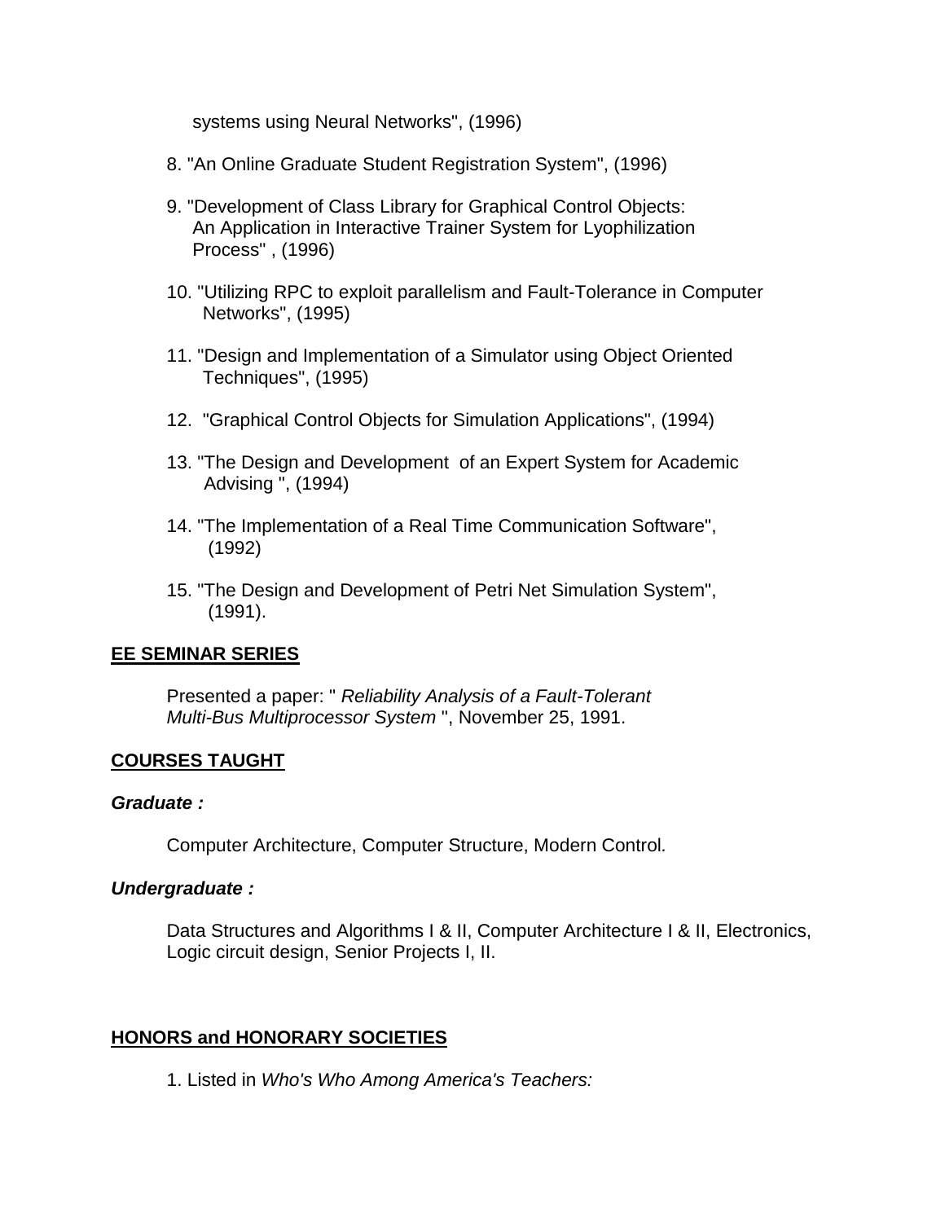systems using Neural Networks", (1996)

8. "An Online Graduate Student Registration System", (1996)

9. "Development of Class Library for Graphical Control Objects: An Application in Interactive Trainer System for Lyophilization Process" , (1996)

10. "Utilizing RPC to exploit parallelism and Fault-Tolerance in Computer Networks", (1995)

11. "Design and Implementation of a Simulator using Object Oriented Techniques", (1995)

12. "Graphical Control Objects for Simulation Applications", (1994)

13. "The Design and Development of an Expert System for Academic Advising ", (1994)

14. "The Implementation of a Real Time Communication Software", (1992)

15. "The Design and Development of Petri Net Simulation System", (1991).

## EE SEMINAR SERIES

Presented a paper: " *Reliability Analysis of a Fault-Tolerant Multi-Bus Multiprocessor System* ", November 25, 1991.

## COURSES TAUGHT

***Graduate :***

Computer Architecture, Computer Structure, Modern Control.

***Undergraduate :***

Data Structures and Algorithms I & II, Computer Architecture I & II, Electronics, Logic circuit design, Senior Projects I, II.

## HONORS and HONORARY SOCIETIES

1. Listed in *Who's Who Among America's Teachers:*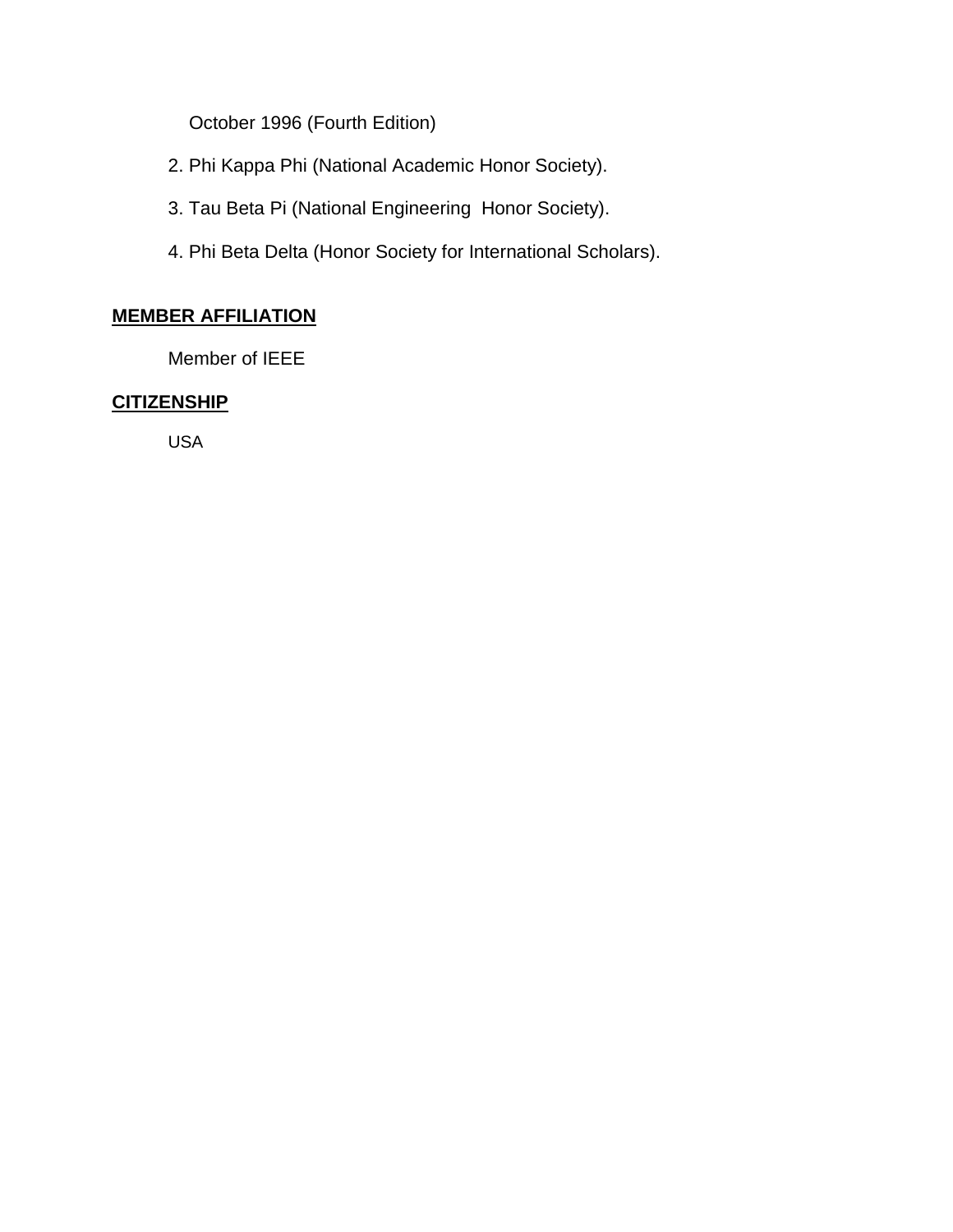October 1996 (Fourth Edition)

2. Phi Kappa Phi (National Academic Honor Society).
3. Tau Beta Pi (National Engineering Honor Society).
4. Phi Beta Delta (Honor Society for International Scholars).

## MEMBER AFFILIATION

Member of IEEE

## CITIZENSHIP

USA